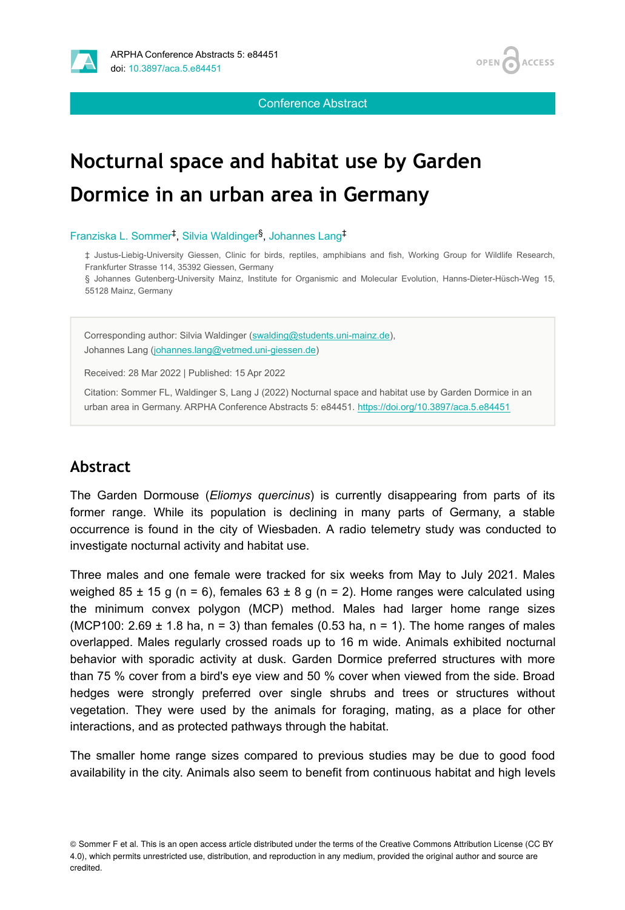Conference Abstract

# Nocturnal space and habitat use by Garden Dormice in an urban area in Germany

Franziska L. Sommer[‡], Silvia Waldinger[§], Johannes Lang[‡]

‡ Justus-Liebig-University Giessen, Clinic for birds, reptiles, amphibians and fish, Working Group for Wildlife Research, Frankfurter Strasse 114, 35392 Giessen, Germany
§ Johannes Gutenberg-University Mainz, Institute for Organismic and Molecular Evolution, Hanns-Dieter-Hüsch-Weg 15, 55128 Mainz, Germany

Corresponding author: Silvia Waldinger (swalding@students.uni-mainz.de), Johannes Lang (johannes.lang@vetmed.uni-giessen.de)

Received: 28 Mar 2022 | Published: 15 Apr 2022

Citation: Sommer FL, Waldinger S, Lang J (2022) Nocturnal space and habitat use by Garden Dormice in an urban area in Germany. ARPHA Conference Abstracts 5: e84451. https://doi.org/10.3897/aca.5.e84451

## Abstract

The Garden Dormouse (*Eliomys quercinus*) is currently disappearing from parts of its former range. While its population is declining in many parts of Germany, a stable occurrence is found in the city of Wiesbaden. A radio telemetry study was conducted to investigate nocturnal activity and habitat use.

Three males and one female were tracked for six weeks from May to July 2021. Males weighed 85 ± 15 g (n = 6), females 63 ± 8 g (n = 2). Home ranges were calculated using the minimum convex polygon (MCP) method. Males had larger home range sizes (MCP100: 2.69 ± 1.8 ha, n = 3) than females (0.53 ha, n = 1). The home ranges of males overlapped. Males regularly crossed roads up to 16 m wide. Animals exhibited nocturnal behavior with sporadic activity at dusk. Garden Dormice preferred structures with more than 75 % cover from a bird's eye view and 50 % cover when viewed from the side. Broad hedges were strongly preferred over single shrubs and trees or structures without vegetation. They were used by the animals for foraging, mating, as a place for other interactions, and as protected pathways through the habitat.

The smaller home range sizes compared to previous studies may be due to good food availability in the city. Animals also seem to benefit from continuous habitat and high levels

© Sommer F et al. This is an open access article distributed under the terms of the Creative Commons Attribution License (CC BY 4.0), which permits unrestricted use, distribution, and reproduction in any medium, provided the original author and source are credited.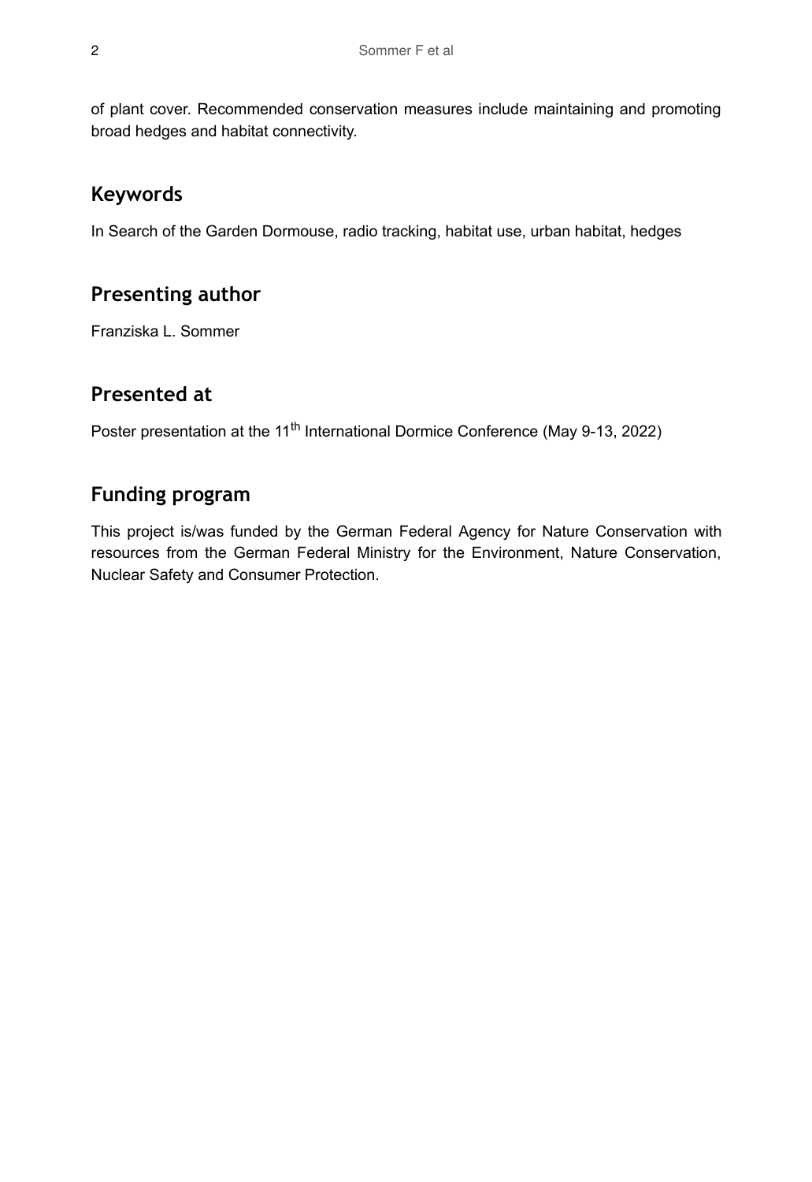of plant cover. Recommended conservation measures include maintaining and promoting broad hedges and habitat connectivity.

## Keywords

In Search of the Garden Dormouse, radio tracking, habitat use, urban habitat, hedges

## Presenting author

Franziska L. Sommer

## Presented at

Poster presentation at the 11th International Dormice Conference (May 9-13, 2022)

## Funding program

This project is/was funded by the German Federal Agency for Nature Conservation with resources from the German Federal Ministry for the Environment, Nature Conservation, Nuclear Safety and Consumer Protection.